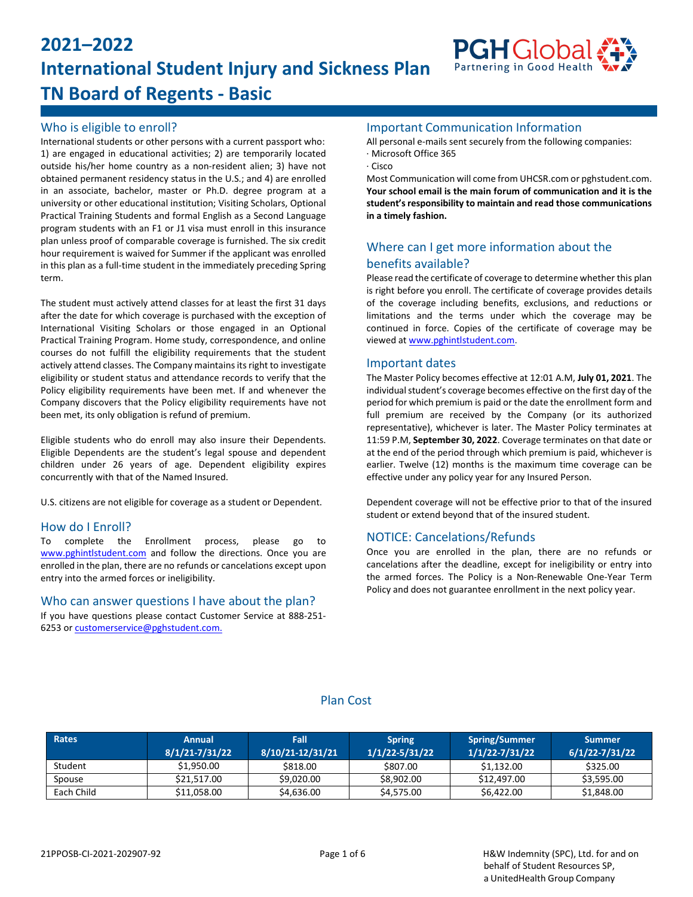# 2021–2022 International Student Injury and Sickness Plan TN Board of Regents - Basic

PGH Global
Partnering in Good Health

## Who is eligible to enroll?

International students or other persons with a current passport who: 1) are engaged in educational activities; 2) are temporarily located outside his/her home country as a non-resident alien; 3) have not obtained permanent residency status in the U.S.; and 4) are enrolled in an associate, bachelor, master or Ph.D. degree program at a university or other educational institution; Visiting Scholars, Optional Practical Training Students and formal English as a Second Language program students with an F1 or J1 visa must enroll in this insurance plan unless proof of comparable coverage is furnished. The six credit hour requirement is waived for Summer if the applicant was enrolled in this plan as a full-time student in the immediately preceding Spring term.

The student must actively attend classes for at least the first 31 days after the date for which coverage is purchased with the exception of International Visiting Scholars or those engaged in an Optional Practical Training Program. Home study, correspondence, and online courses do not fulfill the eligibility requirements that the student actively attend classes. The Company maintains its right to investigate eligibility or student status and attendance records to verify that the Policy eligibility requirements have been met. If and whenever the Company discovers that the Policy eligibility requirements have not been met, its only obligation is refund of premium.

Eligible students who do enroll may also insure their Dependents. Eligible Dependents are the student's legal spouse and dependent children under 26 years of age. Dependent eligibility expires concurrently with that of the Named Insured.

U.S. citizens are not eligible for coverage as a student or Dependent.

## How do I Enroll?

To complete the Enrollment process, please go to www.pghintlstudent.com and follow the directions. Once you are enrolled in the plan, there are no refunds or cancelations except upon entry into the armed forces or ineligibility.

## Who can answer questions I have about the plan?

If you have questions please contact Customer Service at 888-251-6253 or customerservice@pghstudent.com.

## Important Communication Information

All personal e-mails sent securely from the following companies:
· Microsoft Office 365
· Cisco

Most Communication will come from UHCSR.com or pghstudent.com. **Your school email is the main forum of communication and it is the student's responsibility to maintain and read those communications in a timely fashion.**

## Where can I get more information about the benefits available?

Please read the certificate of coverage to determine whether this plan is right before you enroll. The certificate of coverage provides details of the coverage including benefits, exclusions, and reductions or limitations and the terms under which the coverage may be continued in force. Copies of the certificate of coverage may be viewed at www.pghintlstudent.com.

## Important dates

The Master Policy becomes effective at 12:01 A.M, **July 01, 2021**. The individual student's coverage becomes effective on the first day of the period for which premium is paid or the date the enrollment form and full premium are received by the Company (or its authorized representative), whichever is later. The Master Policy terminates at 11:59 P.M, **September 30, 2022**. Coverage terminates on that date or at the end of the period through which premium is paid, whichever is earlier. Twelve (12) months is the maximum time coverage can be effective under any policy year for any Insured Person.

Dependent coverage will not be effective prior to that of the insured student or extend beyond that of the insured student.

## NOTICE: Cancelations/Refunds

Once you are enrolled in the plan, there are no refunds or cancelations after the deadline, except for ineligibility or entry into the armed forces. The Policy is a Non-Renewable One-Year Term Policy and does not guarantee enrollment in the next policy year.

## Plan Cost

| Rates | Annual 8/1/21-7/31/22 | Fall 8/10/21-12/31/21 | Spring 1/1/22-5/31/22 | Spring/Summer 1/1/22-7/31/22 | Summer 6/1/22-7/31/22 |
|---|---|---|---|---|---|
| Student | $1,950.00 | $818.00 | $807.00 | $1,132.00 | $325.00 |
| Spouse | $21,517.00 | $9,020.00 | $8,902.00 | $12,497.00 | $3,595.00 |
| Each Child | $11,058.00 | $4,636.00 | $4,575.00 | $6,422.00 | $1,848.00 |

21PPOSB-CI-2021-202907-92

H&W Indemnity (SPC), Ltd. for and on behalf of Student Resources SP, a UnitedHealth Group Company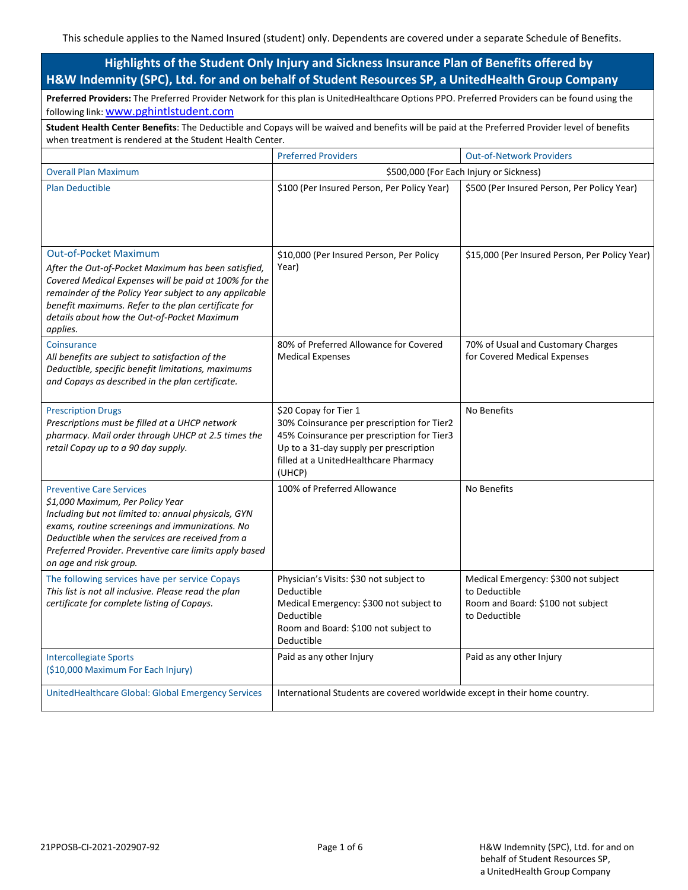This schedule applies to the Named Insured (student) only. Dependents are covered under a separate Schedule of Benefits.

## Highlights of the Student Only Injury and Sickness Insurance Plan of Benefits offered by H&W Indemnity (SPC), Ltd. for and on behalf of Student Resources SP, a UnitedHealth Group Company

**Preferred Providers:** The Preferred Provider Network for this plan is UnitedHealthcare Options PPO. Preferred Providers can be found using the following link: www.pghintlstudent.com

**Student Health Center Benefits**: The Deductible and Copays will be waived and benefits will be paid at the Preferred Provider level of benefits when treatment is rendered at the Student Health Center.

| | Preferred Providers | Out-of-Network Providers |
|---|---|---|
| Overall Plan Maximum | $500,000 (For Each Injury or Sickness) | |
| Plan Deductible | $100 (Per Insured Person, Per Policy Year) | $500 (Per Insured Person, Per Policy Year) |
| Out-of-Pocket Maximum<br>*After the Out-of-Pocket Maximum has been satisfied, Covered Medical Expenses will be paid at 100% for the remainder of the Policy Year subject to any applicable benefit maximums. Refer to the plan certificate for details about how the Out-of-Pocket Maximum applies.* | $10,000 (Per Insured Person, Per Policy Year) | $15,000 (Per Insured Person, Per Policy Year) |
| Coinsurance<br>*All benefits are subject to satisfaction of the Deductible, specific benefit limitations, maximums and Copays as described in the plan certificate.* | 80% of Preferred Allowance for Covered Medical Expenses | 70% of Usual and Customary Charges for Covered Medical Expenses |
| Prescription Drugs<br>*Prescriptions must be filled at a UHCP network pharmacy. Mail order through UHCP at 2.5 times the retail Copay up to a 90 day supply.* | $20 Copay for Tier 1<br>30% Coinsurance per prescription for Tier2<br>45% Coinsurance per prescription for Tier3<br>Up to a 31-day supply per prescription filled at a UnitedHealthcare Pharmacy (UHCP) | No Benefits |
| Preventive Care Services<br>*$1,000 Maximum, Per Policy Year*<br>*Including but not limited to: annual physicals, GYN exams, routine screenings and immunizations. No Deductible when the services are received from a Preferred Provider. Preventive care limits apply based on age and risk group.* | 100% of Preferred Allowance | No Benefits |
| The following services have per service Copays<br>*This list is not all inclusive. Please read the plan certificate for complete listing of Copays.* | Physician's Visits: $30 not subject to Deductible<br>Medical Emergency: $300 not subject to Deductible<br>Room and Board: $100 not subject to Deductible | Medical Emergency: $300 not subject to Deductible<br>Room and Board: $100 not subject to Deductible |
| Intercollegiate Sports<br>($10,000 Maximum For Each Injury) | Paid as any other Injury | Paid as any other Injury |
| UnitedHealthcare Global: Global Emergency Services | International Students are covered worldwide except in their home country. | |

21PPOSB-CI-2021-202907-92

H&W Indemnity (SPC), Ltd. for and on behalf of Student Resources SP, a UnitedHealth Group Company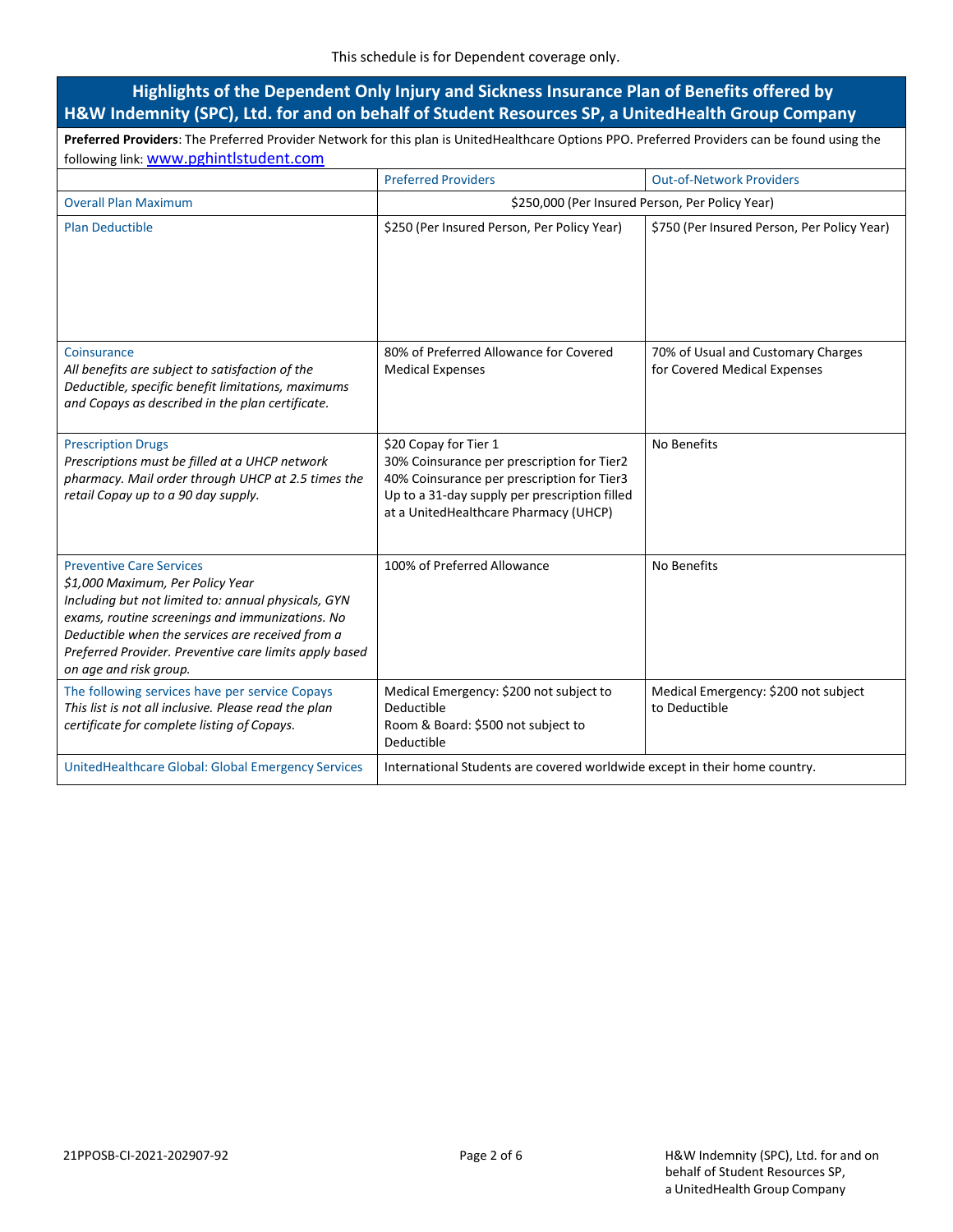This schedule is for Dependent coverage only.

## Highlights of the Dependent Only Injury and Sickness Insurance Plan of Benefits offered by H&W Indemnity (SPC), Ltd. for and on behalf of Student Resources SP, a UnitedHealth Group Company

**Preferred Providers**: The Preferred Provider Network for this plan is UnitedHealthcare Options PPO. Preferred Providers can be found using the following link: www.pghintlstudent.com

| | Preferred Providers | Out-of-Network Providers |
|---|---|---|
| Overall Plan Maximum | $250,000 (Per Insured Person, Per Policy Year) | |
| Plan Deductible | $250 (Per Insured Person, Per Policy Year) | $750 (Per Insured Person, Per Policy Year) |
| Coinsurance<br>*All benefits are subject to satisfaction of the Deductible, specific benefit limitations, maximums and Copays as described in the plan certificate.* | 80% of Preferred Allowance for Covered Medical Expenses | 70% of Usual and Customary Charges for Covered Medical Expenses |
| Prescription Drugs<br>*Prescriptions must be filled at a UHCP network pharmacy. Mail order through UHCP at 2.5 times the retail Copay up to a 90 day supply.* | $20 Copay for Tier 1<br>30% Coinsurance per prescription for Tier2<br>40% Coinsurance per prescription for Tier3<br>Up to a 31-day supply per prescription filled at a UnitedHealthcare Pharmacy (UHCP) | No Benefits |
| Preventive Care Services<br>*$1,000 Maximum, Per Policy Year*<br>*Including but not limited to: annual physicals, GYN exams, routine screenings and immunizations. No Deductible when the services are received from a Preferred Provider. Preventive care limits apply based on age and risk group.* | 100% of Preferred Allowance | No Benefits |
| The following services have per service Copays<br>*This list is not all inclusive. Please read the plan certificate for complete listing of Copays.* | Medical Emergency: $200 not subject to Deductible<br>Room & Board: $500 not subject to Deductible | Medical Emergency: $200 not subject to Deductible |
| UnitedHealthcare Global: Global Emergency Services | International Students are covered worldwide except in their home country. | |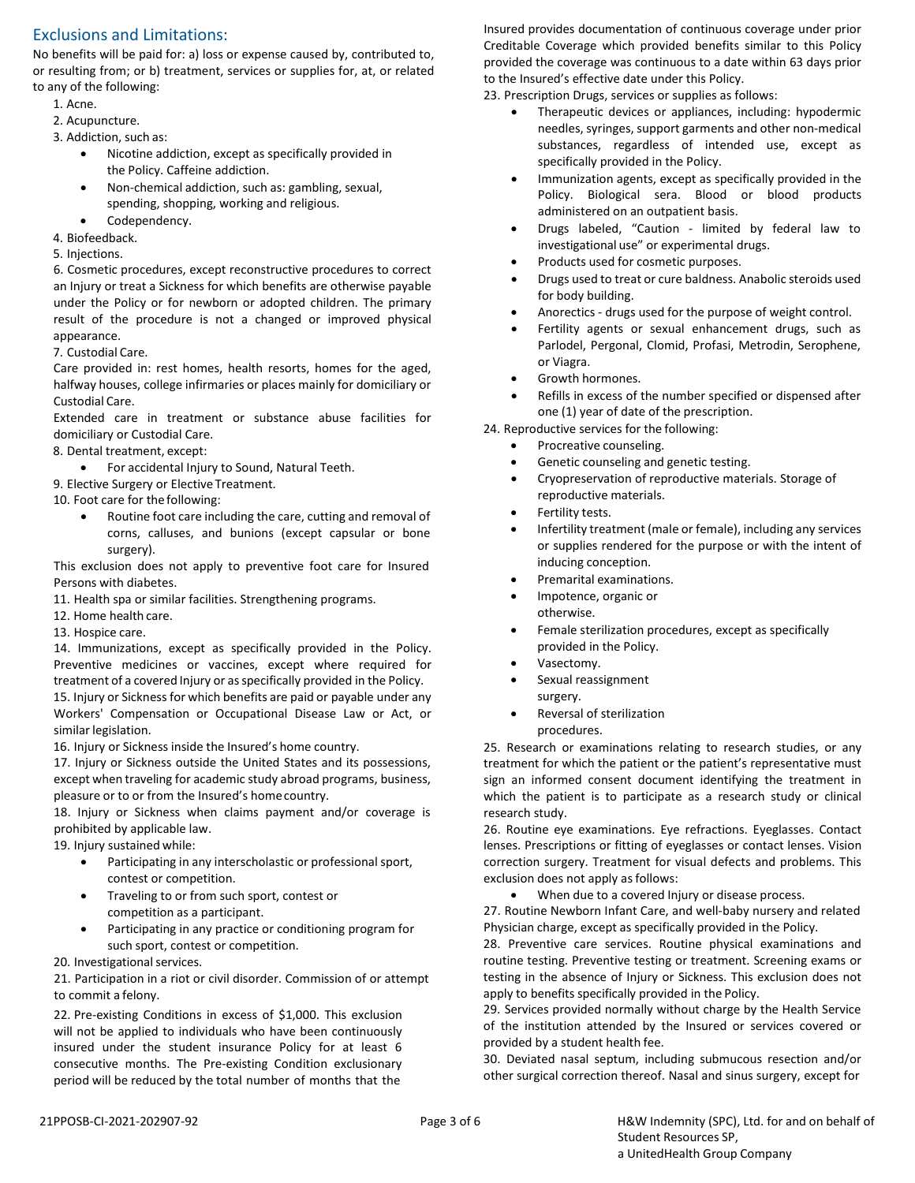## Exclusions and Limitations:

No benefits will be paid for: a) loss or expense caused by, contributed to, or resulting from; or b) treatment, services or supplies for, at, or related to any of the following:

1. Acne.
2. Acupuncture.
3. Addiction, such as:
   - Nicotine addiction, except as specifically provided in the Policy. Caffeine addiction.
   - Non-chemical addiction, such as: gambling, sexual, spending, shopping, working and religious.
   - Codependency.
4. Biofeedback.
5. Injections.
6. Cosmetic procedures, except reconstructive procedures to correct an Injury or treat a Sickness for which benefits are otherwise payable under the Policy or for newborn or adopted children. The primary result of the procedure is not a changed or improved physical appearance.
7. Custodial Care.

   Care provided in: rest homes, health resorts, homes for the aged, halfway houses, college infirmaries or places mainly for domiciliary or Custodial Care.

   Extended care in treatment or substance abuse facilities for domiciliary or Custodial Care.
8. Dental treatment, except:
   - For accidental Injury to Sound, Natural Teeth.
9. Elective Surgery or Elective Treatment.
10. Foot care for the following:
    - Routine foot care including the care, cutting and removal of corns, calluses, and bunions (except capsular or bone surgery).

    This exclusion does not apply to preventive foot care for Insured Persons with diabetes.
11. Health spa or similar facilities. Strengthening programs.
12. Home health care.
13. Hospice care.
14. Immunizations, except as specifically provided in the Policy. Preventive medicines or vaccines, except where required for treatment of a covered Injury or as specifically provided in the Policy.
15. Injury or Sickness for which benefits are paid or payable under any Workers' Compensation or Occupational Disease Law or Act, or similar legislation.
16. Injury or Sickness inside the Insured's home country.
17. Injury or Sickness outside the United States and its possessions, except when traveling for academic study abroad programs, business, pleasure or to or from the Insured's home country.
18. Injury or Sickness when claims payment and/or coverage is prohibited by applicable law.
19. Injury sustained while:
    - Participating in any interscholastic or professional sport, contest or competition.
    - Traveling to or from such sport, contest or competition as a participant.
    - Participating in any practice or conditioning program for such sport, contest or competition.
20. Investigational services.
21. Participation in a riot or civil disorder. Commission of or attempt to commit a felony.
22. Pre-existing Conditions in excess of $1,000. This exclusion will not be applied to individuals who have been continuously insured under the student insurance Policy for at least 6 consecutive months. The Pre-existing Condition exclusionary period will be reduced by the total number of months that the Insured provides documentation of continuous coverage under prior Creditable Coverage which provided benefits similar to this Policy provided the coverage was continuous to a date within 63 days prior to the Insured's effective date under this Policy.
23. Prescription Drugs, services or supplies as follows:
    - Therapeutic devices or appliances, including: hypodermic needles, syringes, support garments and other non-medical substances, regardless of intended use, except as specifically provided in the Policy.
    - Immunization agents, except as specifically provided in the Policy. Biological sera. Blood or blood products administered on an outpatient basis.
    - Drugs labeled, "Caution - limited by federal law to investigational use" or experimental drugs.
    - Products used for cosmetic purposes.
    - Drugs used to treat or cure baldness. Anabolic steroids used for body building.
    - Anorectics - drugs used for the purpose of weight control.
    - Fertility agents or sexual enhancement drugs, such as Parlodel, Pergonal, Clomid, Profasi, Metrodin, Serophene, or Viagra.
    - Growth hormones.
    - Refills in excess of the number specified or dispensed after one (1) year of date of the prescription.
24. Reproductive services for the following:
    - Procreative counseling.
    - Genetic counseling and genetic testing.
    - Cryopreservation of reproductive materials. Storage of reproductive materials.
    - Fertility tests.
    - Infertility treatment (male or female), including any services or supplies rendered for the purpose or with the intent of inducing conception.
    - Premarital examinations.
    - Impotence, organic or otherwise.
    - Female sterilization procedures, except as specifically provided in the Policy.
    - Vasectomy.
    - Sexual reassignment surgery.
    - Reversal of sterilization procedures.
25. Research or examinations relating to research studies, or any treatment for which the patient or the patient's representative must sign an informed consent document identifying the treatment in which the patient is to participate as a research study or clinical research study.
26. Routine eye examinations. Eye refractions. Eyeglasses. Contact lenses. Prescriptions or fitting of eyeglasses or contact lenses. Vision correction surgery. Treatment for visual defects and problems. This exclusion does not apply as follows:
    - When due to a covered Injury or disease process.
27. Routine Newborn Infant Care, and well-baby nursery and related Physician charge, except as specifically provided in the Policy.
28. Preventive care services. Routine physical examinations and routine testing. Preventive testing or treatment. Screening exams or testing in the absence of Injury or Sickness. This exclusion does not apply to benefits specifically provided in the Policy.
29. Services provided normally without charge by the Health Service of the institution attended by the Insured or services covered or provided by a student health fee.
30. Deviated nasal septum, including submucous resection and/or other surgical correction thereof. Nasal and sinus surgery, except for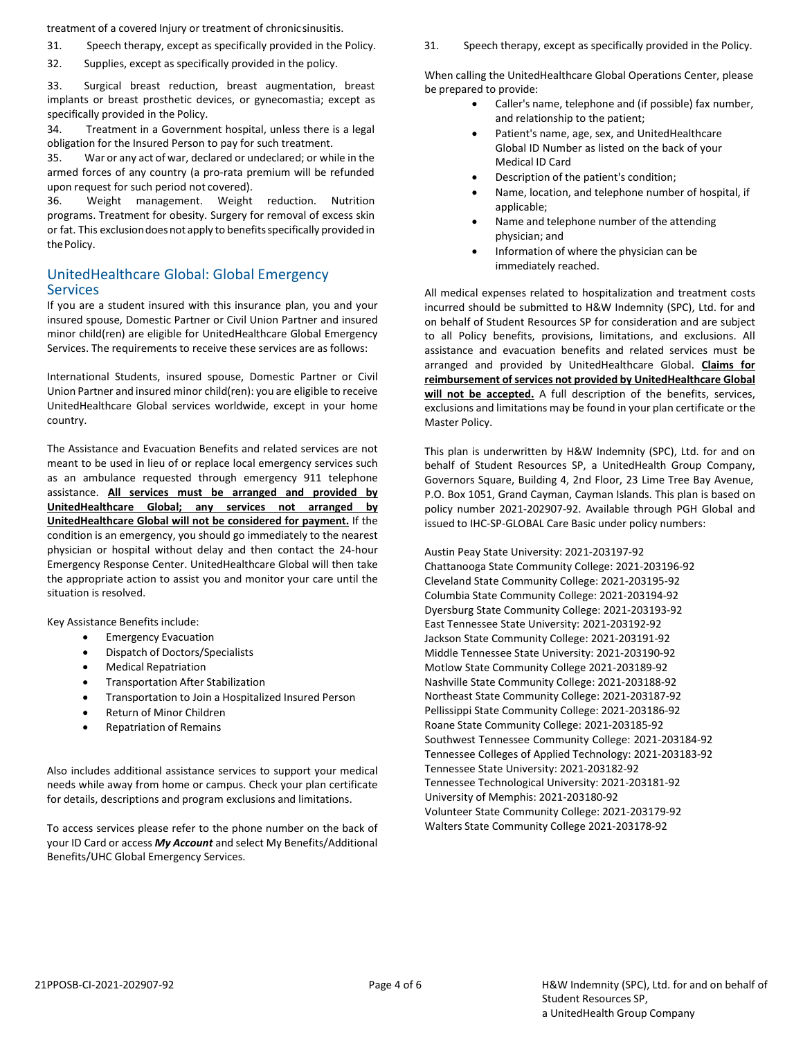treatment of a covered Injury or treatment of chronic sinusitis.

31. Speech therapy, except as specifically provided in the Policy.

32. Supplies, except as specifically provided in the policy.

33. Surgical breast reduction, breast augmentation, breast implants or breast prosthetic devices, or gynecomastia; except as specifically provided in the Policy.

34. Treatment in a Government hospital, unless there is a legal obligation for the Insured Person to pay for such treatment.

35. War or any act of war, declared or undeclared; or while in the armed forces of any country (a pro-rata premium will be refunded upon request for such period not covered).

36. Weight management. Weight reduction. Nutrition programs. Treatment for obesity. Surgery for removal of excess skin or fat. This exclusion does not apply to benefits specifically provided in the Policy.

## UnitedHealthcare Global: Global Emergency Services

If you are a student insured with this insurance plan, you and your insured spouse, Domestic Partner or Civil Union Partner and insured minor child(ren) are eligible for UnitedHealthcare Global Emergency Services. The requirements to receive these services are as follows:

International Students, insured spouse, Domestic Partner or Civil Union Partner and insured minor child(ren): you are eligible to receive UnitedHealthcare Global services worldwide, except in your home country.

The Assistance and Evacuation Benefits and related services are not meant to be used in lieu of or replace local emergency services such as an ambulance requested through emergency 911 telephone assistance. **All services must be arranged and provided by UnitedHealthcare Global; any services not arranged by UnitedHealthcare Global will not be considered for payment.** If the condition is an emergency, you should go immediately to the nearest physician or hospital without delay and then contact the 24-hour Emergency Response Center. UnitedHealthcare Global will then take the appropriate action to assist you and monitor your care until the situation is resolved.

Key Assistance Benefits include:

- Emergency Evacuation
- Dispatch of Doctors/Specialists
- Medical Repatriation
- Transportation After Stabilization
- Transportation to Join a Hospitalized Insured Person
- Return of Minor Children
- Repatriation of Remains

Also includes additional assistance services to support your medical needs while away from home or campus. Check your plan certificate for details, descriptions and program exclusions and limitations.

To access services please refer to the phone number on the back of your ID Card or access ***My Account*** and select My Benefits/Additional Benefits/UHC Global Emergency Services.

31. Speech therapy, except as specifically provided in the Policy.

When calling the UnitedHealthcare Global Operations Center, please be prepared to provide:

- Caller's name, telephone and (if possible) fax number, and relationship to the patient;
- Patient's name, age, sex, and UnitedHealthcare Global ID Number as listed on the back of your Medical ID Card
- Description of the patient's condition;
- Name, location, and telephone number of hospital, if applicable;
- Name and telephone number of the attending physician; and
- Information of where the physician can be immediately reached.

All medical expenses related to hospitalization and treatment costs incurred should be submitted to H&W Indemnity (SPC), Ltd. for and on behalf of Student Resources SP for consideration and are subject to all Policy benefits, provisions, limitations, and exclusions. All assistance and evacuation benefits and related services must be arranged and provided by UnitedHealthcare Global. **Claims for reimbursement of services not provided by UnitedHealthcare Global will not be accepted.** A full description of the benefits, services, exclusions and limitations may be found in your plan certificate or the Master Policy.

This plan is underwritten by H&W Indemnity (SPC), Ltd. for and on behalf of Student Resources SP, a UnitedHealth Group Company, Governors Square, Building 4, 2nd Floor, 23 Lime Tree Bay Avenue, P.O. Box 1051, Grand Cayman, Cayman Islands. This plan is based on policy number 2021-202907-92. Available through PGH Global and issued to IHC-SP-GLOBAL Care Basic under policy numbers:

Austin Peay State University: 2021-203197-92
Chattanooga State Community College: 2021-203196-92
Cleveland State Community College: 2021-203195-92
Columbia State Community College: 2021-203194-92
Dyersburg State Community College: 2021-203193-92
East Tennessee State University: 2021-203192-92
Jackson State Community College: 2021-203191-92
Middle Tennessee State University: 2021-203190-92
Motlow State Community College 2021-203189-92
Nashville State Community College: 2021-203188-92
Northeast State Community College: 2021-203187-92
Pellissippi State Community College: 2021-203186-92
Roane State Community College: 2021-203185-92
Southwest Tennessee Community College: 2021-203184-92
Tennessee Colleges of Applied Technology: 2021-203183-92
Tennessee State University: 2021-203182-92
Tennessee Technological University: 2021-203181-92
University of Memphis: 2021-203180-92
Volunteer State Community College: 2021-203179-92
Walters State Community College 2021-203178-92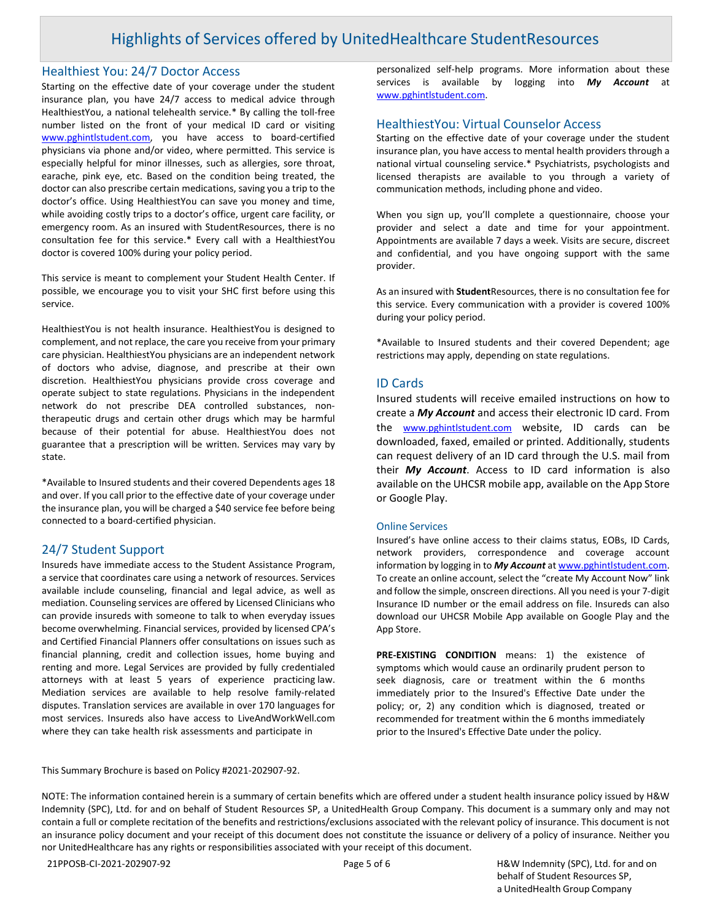# Highlights of Services offered by UnitedHealthcare StudentResources

## Healthiest You: 24/7 Doctor Access

Starting on the effective date of your coverage under the student insurance plan, you have 24/7 access to medical advice through HealthiestYou, a national telehealth service.* By calling the toll-free number listed on the front of your medical ID card or visiting www.pghintlstudent.com, you have access to board-certified physicians via phone and/or video, where permitted. This service is especially helpful for minor illnesses, such as allergies, sore throat, earache, pink eye, etc. Based on the condition being treated, the doctor can also prescribe certain medications, saving you a trip to the doctor's office. Using HealthiestYou can save you money and time, while avoiding costly trips to a doctor's office, urgent care facility, or emergency room. As an insured with StudentResources, there is no consultation fee for this service.* Every call with a HealthiestYou doctor is covered 100% during your policy period.

This service is meant to complement your Student Health Center. If possible, we encourage you to visit your SHC first before using this service.

HealthiestYou is not health insurance. HealthiestYou is designed to complement, and not replace, the care you receive from your primary care physician. HealthiestYou physicians are an independent network of doctors who advise, diagnose, and prescribe at their own discretion. HealthiestYou physicians provide cross coverage and operate subject to state regulations. Physicians in the independent network do not prescribe DEA controlled substances, non-therapeutic drugs and certain other drugs which may be harmful because of their potential for abuse. HealthiestYou does not guarantee that a prescription will be written. Services may vary by state.

*Available to Insured students and their covered Dependents ages 18 and over. If you call prior to the effective date of your coverage under the insurance plan, you will be charged a $40 service fee before being connected to a board-certified physician.

## 24/7 Student Support

Insureds have immediate access to the Student Assistance Program, a service that coordinates care using a network of resources. Services available include counseling, financial and legal advice, as well as mediation. Counseling services are offered by Licensed Clinicians who can provide insureds with someone to talk to when everyday issues become overwhelming. Financial services, provided by licensed CPA's and Certified Financial Planners offer consultations on issues such as financial planning, credit and collection issues, home buying and renting and more. Legal Services are provided by fully credentialed attorneys with at least 5 years of experience practicing law. Mediation services are available to help resolve family-related disputes. Translation services are available in over 170 languages for most services. Insureds also have access to LiveAndWorkWell.com where they can take health risk assessments and participate in personalized self-help programs. More information about these services is available by logging into ***My Account*** at www.pghintlstudent.com.

## HealthiestYou: Virtual Counselor Access

Starting on the effective date of your coverage under the student insurance plan, you have access to mental health providers through a national virtual counseling service.* Psychiatrists, psychologists and licensed therapists are available to you through a variety of communication methods, including phone and video.

When you sign up, you'll complete a questionnaire, choose your provider and select a date and time for your appointment. Appointments are available 7 days a week. Visits are secure, discreet and confidential, and you have ongoing support with the same provider.

As an insured with **Student**Resources, there is no consultation fee for this service. Every communication with a provider is covered 100% during your policy period.

*Available to Insured students and their covered Dependent; age restrictions may apply, depending on state regulations.

## ID Cards

Insured students will receive emailed instructions on how to create a ***My Account*** and access their electronic ID card. From the www.pghintlstudent.com website, ID cards can be downloaded, faxed, emailed or printed. Additionally, students can request delivery of an ID card through the U.S. mail from their ***My Account***. Access to ID card information is also available on the UHCSR mobile app, available on the App Store or Google Play.

### Online Services

Insured's have online access to their claims status, EOBs, ID Cards, network providers, correspondence and coverage account information by logging in to ***My Account*** at www.pghintlstudent.com. To create an online account, select the "create My Account Now" link and follow the simple, onscreen directions. All you need is your 7-digit Insurance ID number or the email address on file. Insureds can also download our UHCSR Mobile App available on Google Play and the App Store.

**PRE-EXISTING CONDITION** means: 1) the existence of symptoms which would cause an ordinarily prudent person to seek diagnosis, care or treatment within the 6 months immediately prior to the Insured's Effective Date under the policy; or, 2) any condition which is diagnosed, treated or recommended for treatment within the 6 months immediately prior to the Insured's Effective Date under the policy.

This Summary Brochure is based on Policy #2021-202907-92.

NOTE: The information contained herein is a summary of certain benefits which are offered under a student health insurance policy issued by H&W Indemnity (SPC), Ltd. for and on behalf of Student Resources SP, a UnitedHealth Group Company. This document is a summary only and may not contain a full or complete recitation of the benefits and restrictions/exclusions associated with the relevant policy of insurance. This document is not an insurance policy document and your receipt of this document does not constitute the issuance or delivery of a policy of insurance. Neither you nor UnitedHealthcare has any rights or responsibilities associated with your receipt of this document.

21PPOSB-CI-2021-202907-92

H&W Indemnity (SPC), Ltd. for and on behalf of Student Resources SP, a UnitedHealth Group Company